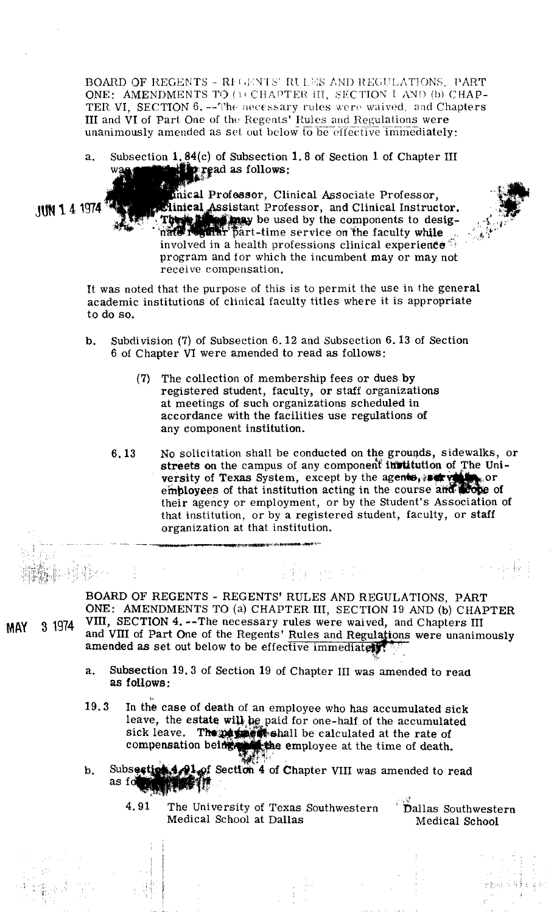JUN 14 1974

BOARD OF REGENTS - REGENTS' RULES AND REGULATIONS, PART ONE: AMENDMENTS TO (a) CHAPTER III, SECTION 1 AND (b) CHAPTER VI, SECTION 6. --The necessary rules were waived, and Chapters III and VI of Part One of the Regents' Rules and Regulations were unanimously amended as set out below to be effective immediately:

a. Subsection 1.84(c) of Subsection 1.8 of Section 1 of Chapter III was amended to read as follows:

> (c) Clinical Professor, Clinical Associate Professor, Clinical Assistant Professor, and Clinical Instructor. These titles may be used by the components to designate regular part-time service on the faculty while involved in a health professions clinical experience program and for which the incumbent may or may not receive compensation.

It was noted that the purpose of this is to permit the use in the general academic institutions of clinical faculty titles where it is appropriate to do so.

b. Subdivision (7) of Subsection 6.12 and Subsection 6.13 of Section 6 of Chapter VI were amended to read as follows:

> (7) The collection of membership fees or dues by registered student, faculty, or staff organizations at meetings of such organizations scheduled in accordance with the facilities use regulations of any component institution.

> 6.13 No solicitation shall be conducted on the grounds, sidewalks, or streets on the campus of any component institution of The University of Texas System, except by the agents, servants, or employees of that institution acting in the course and scope of their agency or employment, or by the Student's Association of that institution, or by a registered student, faculty, or staff organization at that institution.

---

MAY 3 1974

BOARD OF REGENTS - REGENTS' RULES AND REGULATIONS, PART ONE: AMENDMENTS TO (a) CHAPTER III, SECTION 19 AND (b) CHAPTER VIII, SECTION 4. --The necessary rules were waived, and Chapters III and VIII of Part One of the Regents' Rules and Regulations were unanimously amended as set out below to be effective immediately:

a. Subsection 19.3 of Section 19 of Chapter III was amended to read as follows:

> 19.3 In the case of death of an employee who has accumulated sick leave, the estate will be paid for one-half of the accumulated sick leave. The payment shall be calculated at the rate of compensation being paid the employee at the time of death.

b. Subsection 4.91 of Section 4 of Chapter VIII was amended to read as follows:

| | | |
|---|---|---|
| 4.91 | The University of Texas Southwestern Medical School at Dallas | Dallas Southwestern Medical School |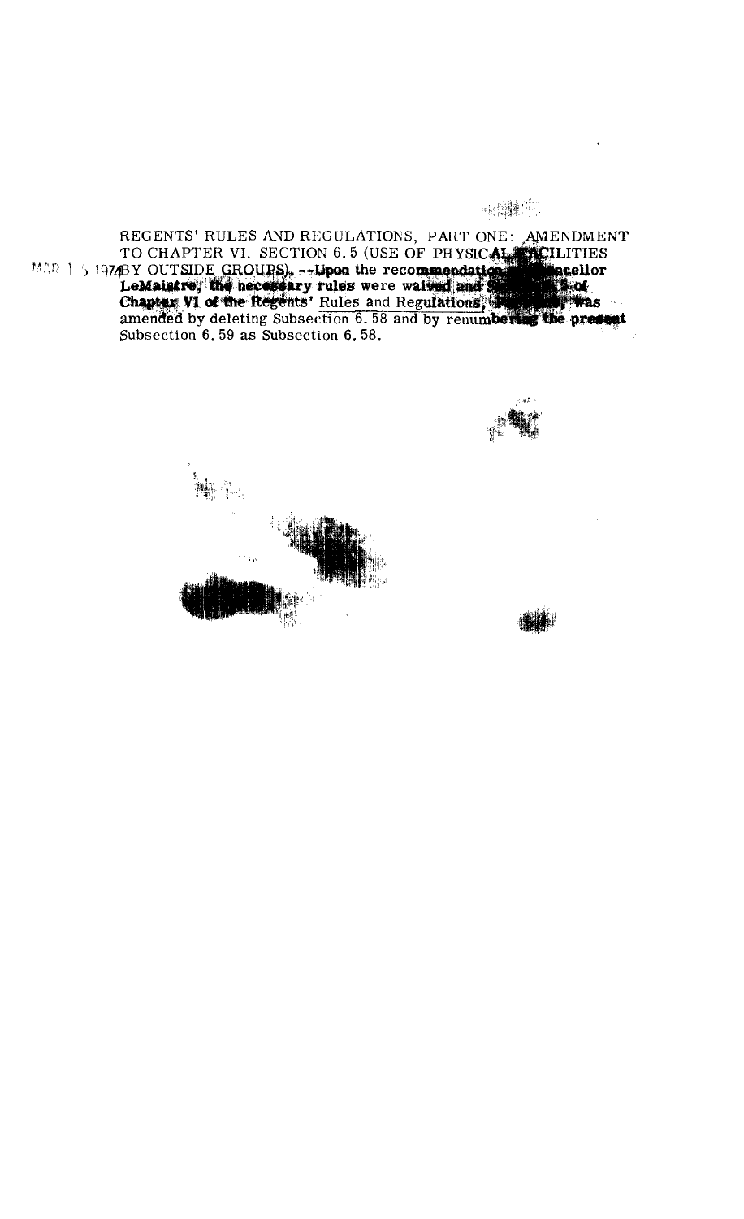REGENTS' RULES AND REGULATIONS, PART ONE: AMENDMENT TO CHAPTER VI, SECTION 6.5 (USE OF PHYSICAL FACILITIES BY OUTSIDE GROUPS). --Upon the recommendation of Chancellor LeMaistre, the necessary rules were waived and Section 6.5 of Chapter VI of the Regents' Rules and Regulations, Part One, was amended by deleting Subsection 6.58 and by renumbering the present Subsection 6.59 as Subsection 6.58.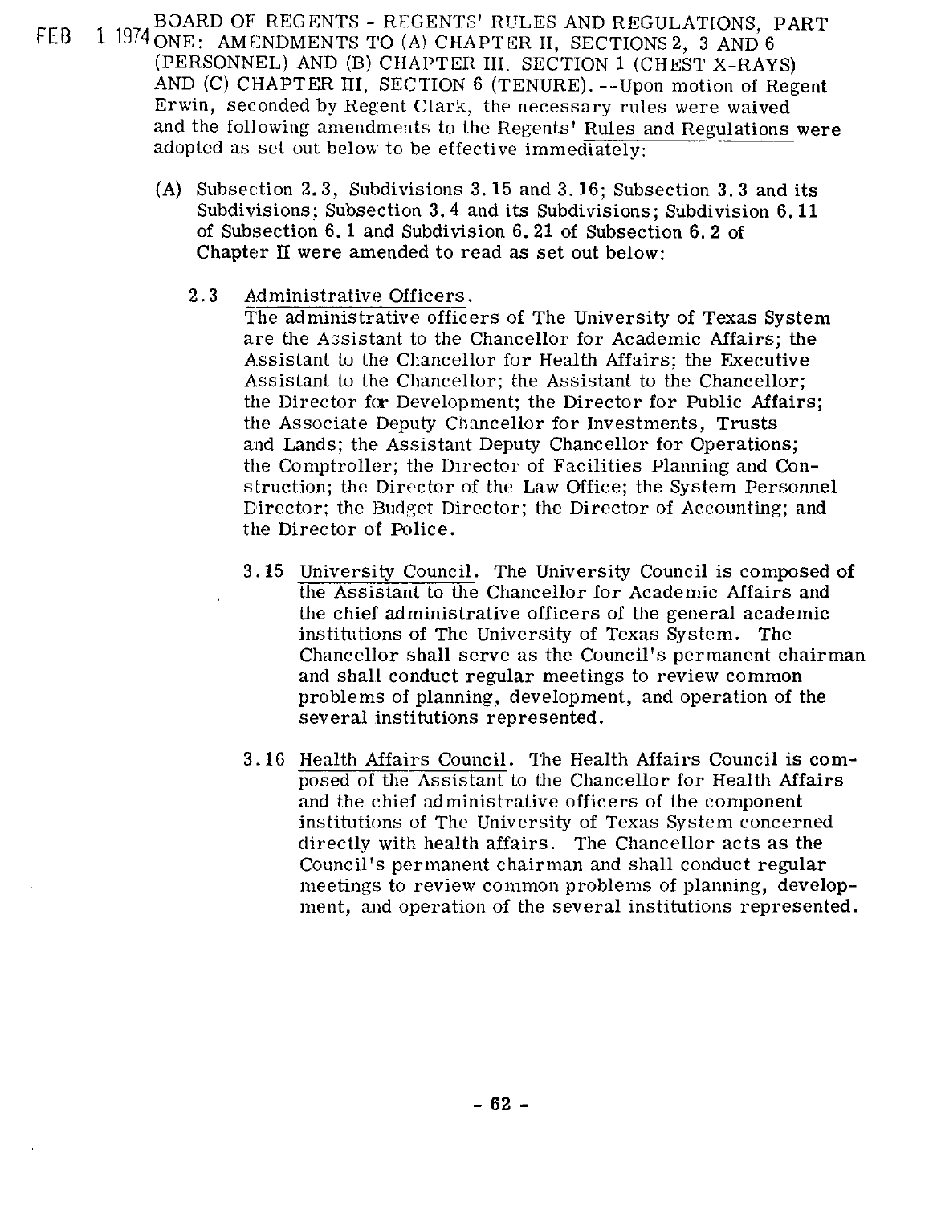FEB 1 1974 BOARD OF REGENTS - REGENTS' RULES AND REGULATIONS, PART ONE: AMENDMENTS TO (A) CHAPTER II, SECTIONS 2, 3 AND 6 (PERSONNEL) AND (B) CHAPTER III, SECTION 1 (CHEST X-RAYS) AND (C) CHAPTER III, SECTION 6 (TENURE). --Upon motion of Regent Erwin, seconded by Regent Clark, the necessary rules were waived and the following amendments to the Regents' Rules and Regulations were adopted as set out below to be effective immediately:

(A) Subsection 2.3, Subdivisions 3.15 and 3.16; Subsection 3.3 and its Subdivisions; Subsection 3.4 and its Subdivisions; Subdivision 6.11 of Subsection 6.1 and Subdivision 6.21 of Subsection 6.2 of Chapter II were amended to read as set out below:

2.3 Administrative Officers.
The administrative officers of The University of Texas System are the Assistant to the Chancellor for Academic Affairs; the Assistant to the Chancellor for Health Affairs; the Executive Assistant to the Chancellor; the Assistant to the Chancellor; the Director for Development; the Director for Public Affairs; the Associate Deputy Chancellor for Investments, Trusts and Lands; the Assistant Deputy Chancellor for Operations; the Comptroller; the Director of Facilities Planning and Construction; the Director of the Law Office; the System Personnel Director; the Budget Director; the Director of Accounting; and the Director of Police.

3.15 University Council. The University Council is composed of the Assistant to the Chancellor for Academic Affairs and the chief administrative officers of the general academic institutions of The University of Texas System. The Chancellor shall serve as the Council's permanent chairman and shall conduct regular meetings to review common problems of planning, development, and operation of the several institutions represented.

3.16 Health Affairs Council. The Health Affairs Council is composed of the Assistant to the Chancellor for Health Affairs and the chief administrative officers of the component institutions of The University of Texas System concerned directly with health affairs. The Chancellor acts as the Council's permanent chairman and shall conduct regular meetings to review common problems of planning, development, and operation of the several institutions represented.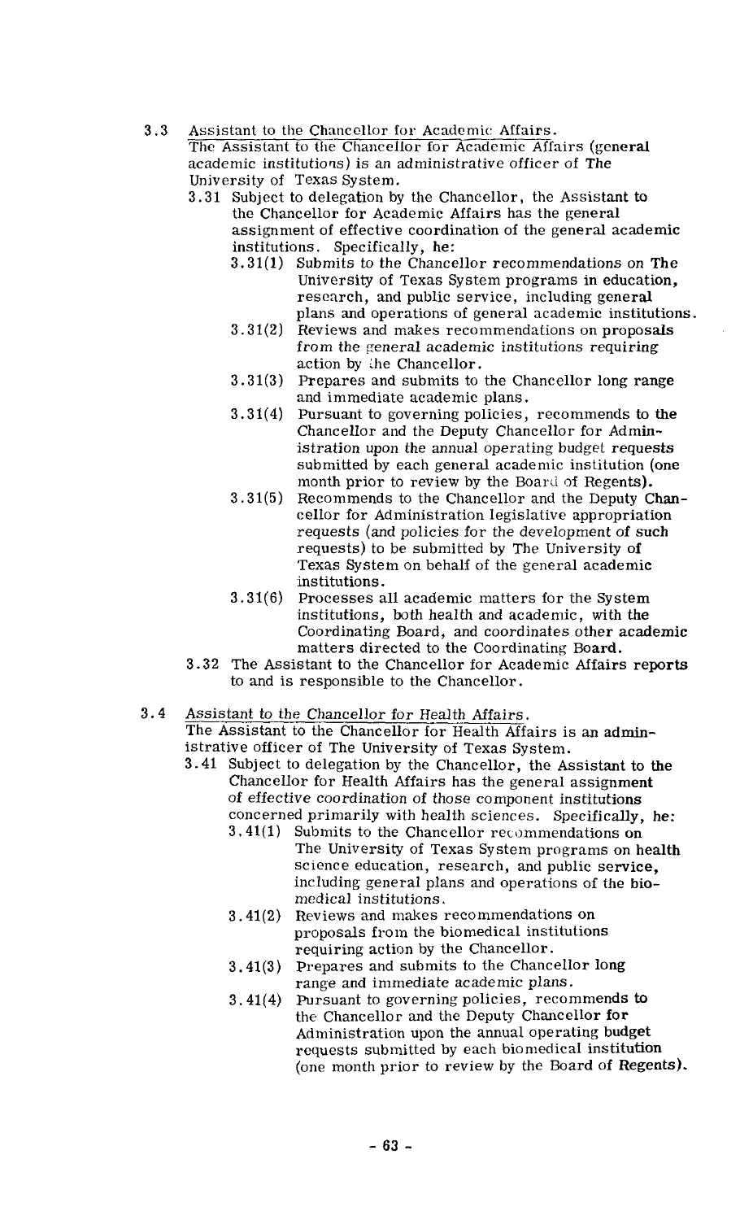3.3 <u>Assistant to the Chancellor for Academic Affairs.</u>
The Assistant to the Chancellor for Academic Affairs (general academic institutions) is an administrative officer of The University of Texas System.

- 3.31 Subject to delegation by the Chancellor, the Assistant to the Chancellor for Academic Affairs has the general assignment of effective coordination of the general academic institutions. Specifically, he:
  - 3.31(1) Submits to the Chancellor recommendations on The University of Texas System programs in education, research, and public service, including general plans and operations of general academic institutions.
  - 3.31(2) Reviews and makes recommendations on proposals from the general academic institutions requiring action by the Chancellor.
  - 3.31(3) Prepares and submits to the Chancellor long range and immediate academic plans.
  - 3.31(4) Pursuant to governing policies, recommends to the Chancellor and the Deputy Chancellor for Administration upon the annual operating budget requests submitted by each general academic institution (one month prior to review by the Board of Regents).
  - 3.31(5) Recommends to the Chancellor and the Deputy Chancellor for Administration legislative appropriation requests (and policies for the development of such requests) to be submitted by The University of Texas System on behalf of the general academic institutions.
  - 3.31(6) Processes all academic matters for the System institutions, both health and academic, with the Coordinating Board, and coordinates other academic matters directed to the Coordinating Board.
- 3.32 The Assistant to the Chancellor for Academic Affairs reports to and is responsible to the Chancellor.

3.4 <u>Assistant to the Chancellor for Health Affairs.</u>
The Assistant to the Chancellor for Health Affairs is an administrative officer of The University of Texas System.

- 3.41 Subject to delegation by the Chancellor, the Assistant to the Chancellor for Health Affairs has the general assignment of effective coordination of those component institutions concerned primarily with health sciences. Specifically, he:
  - 3.41(1) Submits to the Chancellor recommendations on The University of Texas System programs on health science education, research, and public service, including general plans and operations of the biomedical institutions.
  - 3.41(2) Reviews and makes recommendations on proposals from the biomedical institutions requiring action by the Chancellor.
  - 3.41(3) Prepares and submits to the Chancellor long range and immediate academic plans.
  - 3.41(4) Pursuant to governing policies, recommends to the Chancellor and the Deputy Chancellor for Administration upon the annual operating budget requests submitted by each biomedical institution (one month prior to review by the Board of Regents).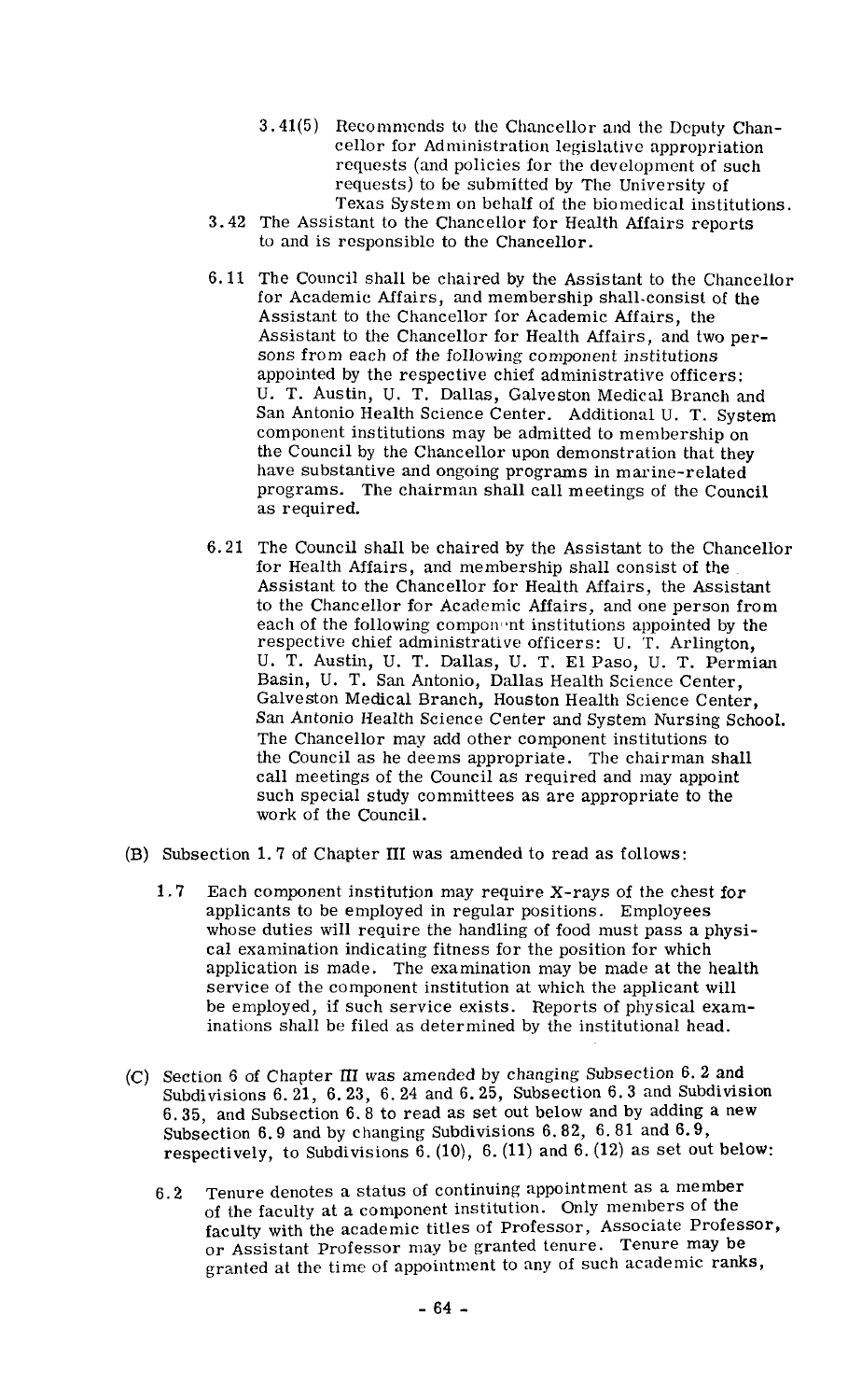3.41(5) Recommends to the Chancellor and the Deputy Chancellor for Administration legislative appropriation requests (and policies for the development of such requests) to be submitted by The University of Texas System on behalf of the biomedical institutions.

3.42 The Assistant to the Chancellor for Health Affairs reports to and is responsible to the Chancellor.

6.11 The Council shall be chaired by the Assistant to the Chancellor for Academic Affairs, and membership shall consist of the Assistant to the Chancellor for Academic Affairs, the Assistant to the Chancellor for Health Affairs, and two persons from each of the following component institutions appointed by the respective chief administrative officers: U. T. Austin, U. T. Dallas, Galveston Medical Branch and San Antonio Health Science Center. Additional U. T. System component institutions may be admitted to membership on the Council by the Chancellor upon demonstration that they have substantive and ongoing programs in marine-related programs. The chairman shall call meetings of the Council as required.

6.21 The Council shall be chaired by the Assistant to the Chancellor for Health Affairs, and membership shall consist of the Assistant to the Chancellor for Health Affairs, the Assistant to the Chancellor for Academic Affairs, and one person from each of the following component institutions appointed by the respective chief administrative officers: U. T. Arlington, U. T. Austin, U. T. Dallas, U. T. El Paso, U. T. Permian Basin, U. T. San Antonio, Dallas Health Science Center, Galveston Medical Branch, Houston Health Science Center, San Antonio Health Science Center and System Nursing School. The Chancellor may add other component institutions to the Council as he deems appropriate. The chairman shall call meetings of the Council as required and may appoint such special study committees as are appropriate to the work of the Council.

(B) Subsection 1.7 of Chapter III was amended to read as follows:

1.7 Each component institution may require X-rays of the chest for applicants to be employed in regular positions. Employees whose duties will require the handling of food must pass a physical examination indicating fitness for the position for which application is made. The examination may be made at the health service of the component institution at which the applicant will be employed, if such service exists. Reports of physical examinations shall be filed as determined by the institutional head.

(C) Section 6 of Chapter III was amended by changing Subsection 6.2 and Subdivisions 6.21, 6.23, 6.24 and 6.25, Subsection 6.3 and Subdivision 6.35, and Subsection 6.8 to read as set out below and by adding a new Subsection 6.9 and by changing Subdivisions 6.82, 6.81 and 6.9, respectively, to Subdivisions 6.(10), 6.(11) and 6.(12) as set out below:

6.2 Tenure denotes a status of continuing appointment as a member of the faculty at a component institution. Only members of the faculty with the academic titles of Professor, Associate Professor, or Assistant Professor may be granted tenure. Tenure may be granted at the time of appointment to any of such academic ranks,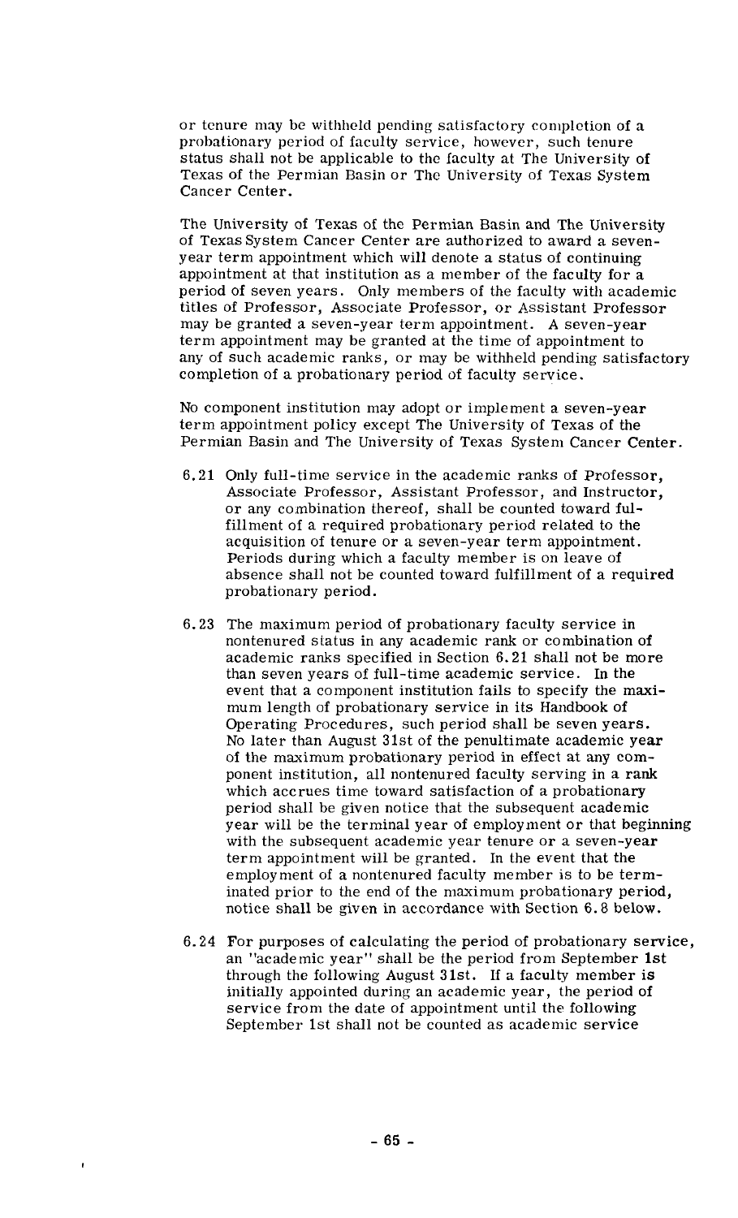or tenure may be withheld pending satisfactory completion of a probationary period of faculty service, however, such tenure status shall not be applicable to the faculty at The University of Texas of the Permian Basin or The University of Texas System Cancer Center.

The University of Texas of the Permian Basin and The University of Texas System Cancer Center are authorized to award a seven-year term appointment which will denote a status of continuing appointment at that institution as a member of the faculty for a period of seven years. Only members of the faculty with academic titles of Professor, Associate Professor, or Assistant Professor may be granted a seven-year term appointment. A seven-year term appointment may be granted at the time of appointment to any of such academic ranks, or may be withheld pending satisfactory completion of a probationary period of faculty service.

No component institution may adopt or implement a seven-year term appointment policy except The University of Texas of the Permian Basin and The University of Texas System Cancer Center.

6.21 Only full-time service in the academic ranks of Professor, Associate Professor, Assistant Professor, and Instructor, or any combination thereof, shall be counted toward fulfillment of a required probationary period related to the acquisition of tenure or a seven-year term appointment. Periods during which a faculty member is on leave of absence shall not be counted toward fulfillment of a required probationary period.

6.23 The maximum period of probationary faculty service in nontenured status in any academic rank or combination of academic ranks specified in Section 6.21 shall not be more than seven years of full-time academic service. In the event that a component institution fails to specify the maximum length of probationary service in its Handbook of Operating Procedures, such period shall be seven years. No later than August 31st of the penultimate academic year of the maximum probationary period in effect at any component institution, all nontenured faculty serving in a rank which accrues time toward satisfaction of a probationary period shall be given notice that the subsequent academic year will be the terminal year of employment or that beginning with the subsequent academic year tenure or a seven-year term appointment will be granted. In the event that the employment of a nontenured faculty member is to be terminated prior to the end of the maximum probationary period, notice shall be given in accordance with Section 6.8 below.

6.24 For purposes of calculating the period of probationary service, an "academic year" shall be the period from September 1st through the following August 31st. If a faculty member is initially appointed during an academic year, the period of service from the date of appointment until the following September 1st shall not be counted as academic service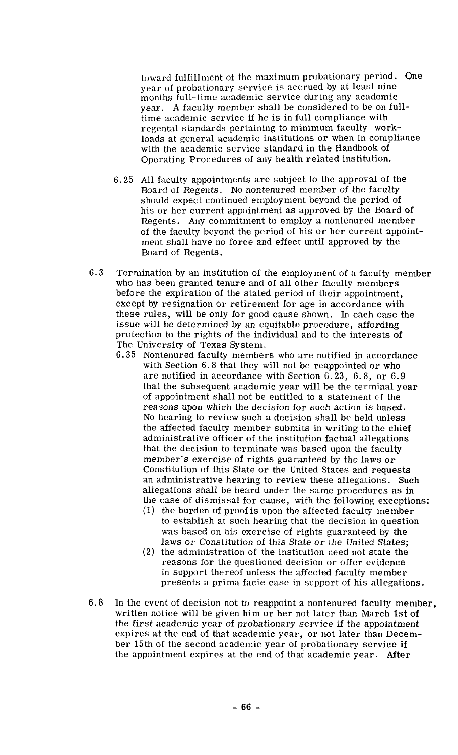toward fulfillment of the maximum probationary period. One year of probationary service is accrued by at least nine months full-time academic service during any academic year. A faculty member shall be considered to be on full-time academic service if he is in full compliance with regental standards pertaining to minimum faculty workloads at general academic institutions or when in compliance with the academic service standard in the Handbook of Operating Procedures of any health related institution.

6.25 All faculty appointments are subject to the approval of the Board of Regents. No nontenured member of the faculty should expect continued employment beyond the period of his or her current appointment as approved by the Board of Regents. Any commitment to employ a nontenured member of the faculty beyond the period of his or her current appointment shall have no force and effect until approved by the Board of Regents.

6.3 Termination by an institution of the employment of a faculty member who has been granted tenure and of all other faculty members before the expiration of the stated period of their appointment, except by resignation or retirement for age in accordance with these rules, will be only for good cause shown. In each case the issue will be determined by an equitable procedure, affording protection to the rights of the individual and to the interests of The University of Texas System.

6.35 Nontenured faculty members who are notified in accordance with Section 6.8 that they will not be reappointed or who are notified in accordance with Section 6.23, 6.8, or 6.9 that the subsequent academic year will be the terminal year of appointment shall not be entitled to a statement of the reasons upon which the decision for such action is based. No hearing to review such a decision shall be held unless the affected faculty member submits in writing to the chief administrative officer of the institution factual allegations that the decision to terminate was based upon the faculty member's exercise of rights guaranteed by the laws or Constitution of this State or the United States and requests an administrative hearing to review these allegations. Such allegations shall be heard under the same procedures as in the case of dismissal for cause, with the following exceptions:

(1) the burden of proof is upon the affected faculty member to establish at such hearing that the decision in question was based on his exercise of rights guaranteed by the laws or Constitution of this State or the United States;

(2) the administration of the institution need not state the reasons for the questioned decision or offer evidence in support thereof unless the affected faculty member presents a prima facie case in support of his allegations.

6.8 In the event of decision not to reappoint a nontenured faculty member, written notice will be given him or her not later than March 1st of the first academic year of probationary service if the appointment expires at the end of that academic year, or not later than December 15th of the second academic year of probationary service if the appointment expires at the end of that academic year. After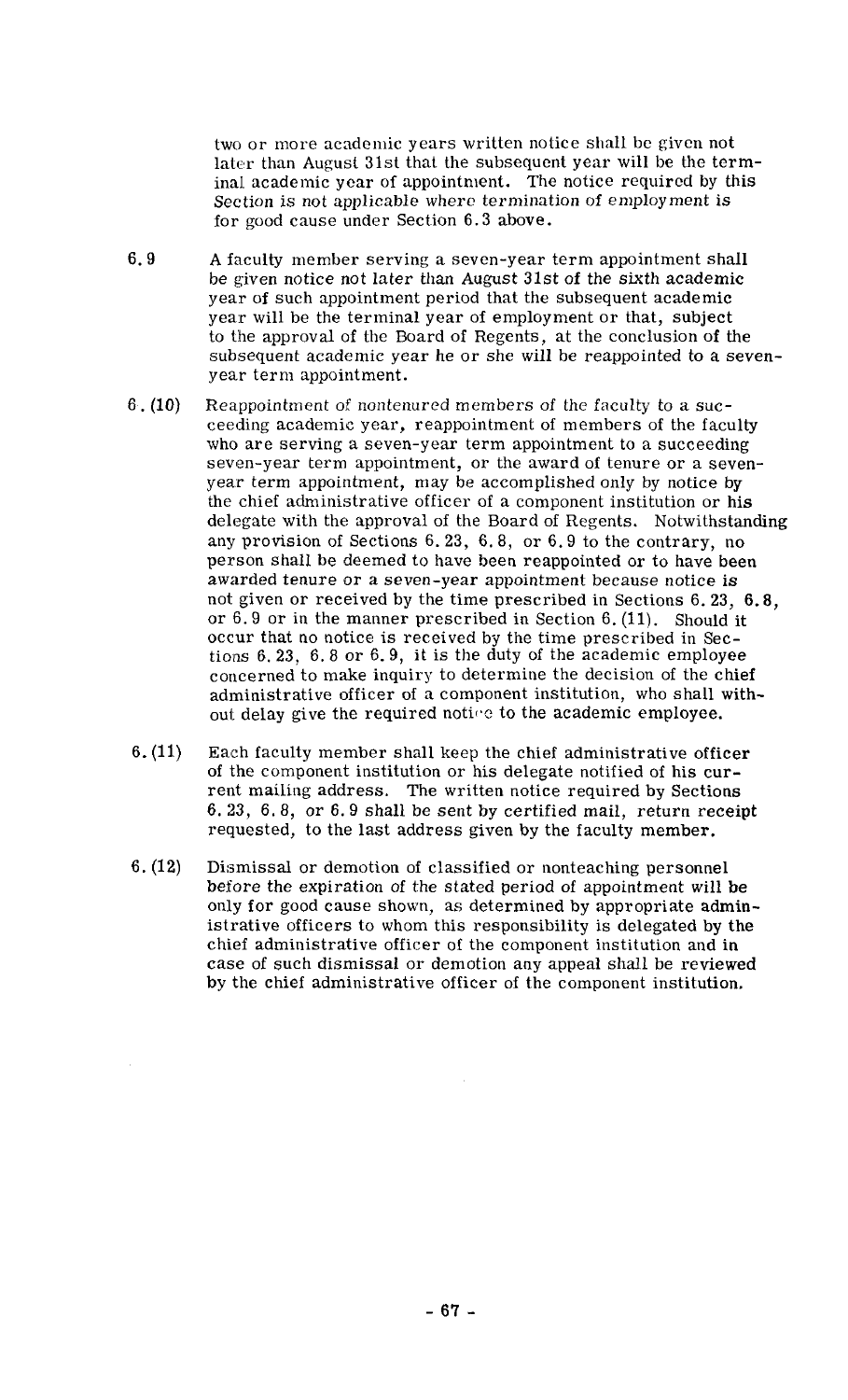two or more academic years written notice shall be given not later than August 31st that the subsequent year will be the terminal academic year of appointment. The notice required by this Section is not applicable where termination of employment is for good cause under Section 6.3 above.

6.9 A faculty member serving a seven-year term appointment shall be given notice not later than August 31st of the sixth academic year of such appointment period that the subsequent academic year will be the terminal year of employment or that, subject to the approval of the Board of Regents, at the conclusion of the subsequent academic year he or she will be reappointed to a seven-year term appointment.

6.(10) Reappointment of nontenured members of the faculty to a succeeding academic year, reappointment of members of the faculty who are serving a seven-year term appointment to a succeeding seven-year term appointment, or the award of tenure or a seven-year term appointment, may be accomplished only by notice by the chief administrative officer of a component institution or his delegate with the approval of the Board of Regents. Notwithstanding any provision of Sections 6.23, 6.8, or 6.9 to the contrary, no person shall be deemed to have been reappointed or to have been awarded tenure or a seven-year appointment because notice is not given or received by the time prescribed in Sections 6.23, 6.8, or 6.9 or in the manner prescribed in Section 6.(11). Should it occur that no notice is received by the time prescribed in Sections 6.23, 6.8 or 6.9, it is the duty of the academic employee concerned to make inquiry to determine the decision of the chief administrative officer of a component institution, who shall without delay give the required notice to the academic employee.

6.(11) Each faculty member shall keep the chief administrative officer of the component institution or his delegate notified of his current mailing address. The written notice required by Sections 6.23, 6.8, or 6.9 shall be sent by certified mail, return receipt requested, to the last address given by the faculty member.

6.(12) Dismissal or demotion of classified or nonteaching personnel before the expiration of the stated period of appointment will be only for good cause shown, as determined by appropriate administrative officers to whom this responsibility is delegated by the chief administrative officer of the component institution and in case of such dismissal or demotion any appeal shall be reviewed by the chief administrative officer of the component institution.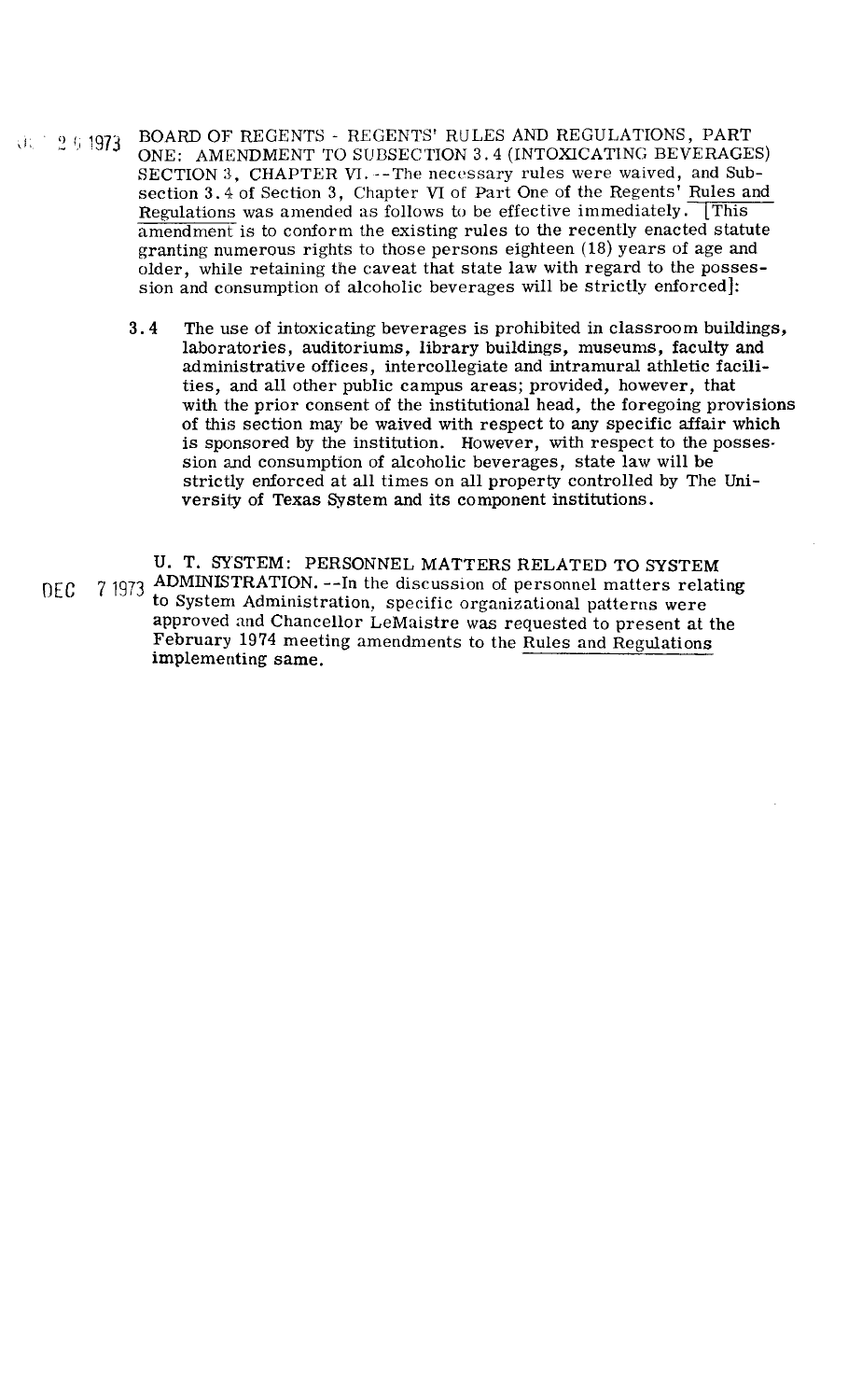OCT 26 1973 BOARD OF REGENTS - REGENTS' RULES AND REGULATIONS, PART ONE: AMENDMENT TO SUBSECTION 3.4 (INTOXICATING BEVERAGES) SECTION 3, CHAPTER VI. --The necessary rules were waived, and Subsection 3.4 of Section 3, Chapter VI of Part One of the Regents' Rules and Regulations was amended as follows to be effective immediately. [This amendment is to conform the existing rules to the recently enacted statute granting numerous rights to those persons eighteen (18) years of age and older, while retaining the caveat that state law with regard to the possession and consumption of alcoholic beverages will be strictly enforced]:

> **3.4** The use of intoxicating beverages is prohibited in classroom buildings, laboratories, auditoriums, library buildings, museums, faculty and administrative offices, intercollegiate and intramural athletic facilities, and all other public campus areas; provided, however, that with the prior consent of the institutional head, the foregoing provisions of this section may be waived with respect to any specific affair which is sponsored by the institution. However, with respect to the possession and consumption of alcoholic beverages, state law will be strictly enforced at all times on all property controlled by The University of Texas System and its component institutions.

DEC 7 1973 U. T. SYSTEM: PERSONNEL MATTERS RELATED TO SYSTEM ADMINISTRATION. --In the discussion of personnel matters relating to System Administration, specific organizational patterns were approved and Chancellor LeMaistre was requested to present at the February 1974 meeting amendments to the Rules and Regulations implementing same.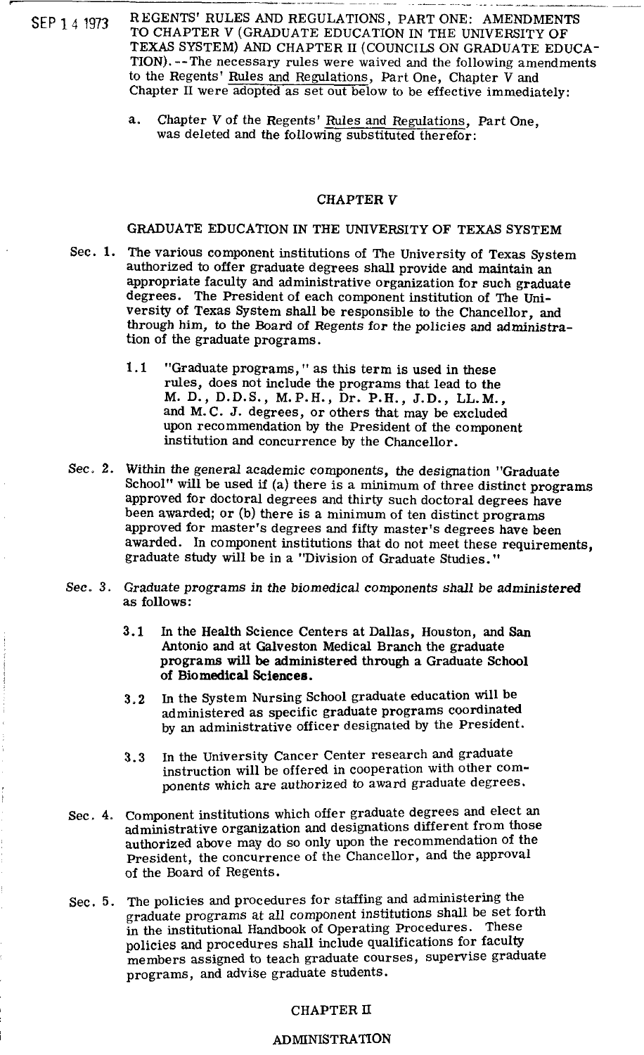SEP 1 4 1973 REGENTS' RULES AND REGULATIONS, PART ONE: AMENDMENTS TO CHAPTER V (GRADUATE EDUCATION IN THE UNIVERSITY OF TEXAS SYSTEM) AND CHAPTER II (COUNCILS ON GRADUATE EDUCATION). --The necessary rules were waived and the following amendments to the Regents' Rules and Regulations, Part One, Chapter V and Chapter II were adopted as set out below to be effective immediately:

a. Chapter V of the Regents' Rules and Regulations, Part One, was deleted and the following substituted therefor:

## CHAPTER V

### GRADUATE EDUCATION IN THE UNIVERSITY OF TEXAS SYSTEM

Sec. 1. The various component institutions of The University of Texas System authorized to offer graduate degrees shall provide and maintain an appropriate faculty and administrative organization for such graduate degrees. The President of each component institution of The University of Texas System shall be responsible to the Chancellor, and through him, to the Board of Regents for the policies and administration of the graduate programs.

1.1 "Graduate programs," as this term is used in these rules, does not include the programs that lead to the M. D., D.D.S., M.P.H., Dr. P.H., J.D., LL.M., and M.C. J. degrees, or others that may be excluded upon recommendation by the President of the component institution and concurrence by the Chancellor.

Sec. 2. Within the general academic components, the designation "Graduate School" will be used if (a) there is a minimum of three distinct programs approved for doctoral degrees and thirty such doctoral degrees have been awarded; or (b) there is a minimum of ten distinct programs approved for master's degrees and fifty master's degrees have been awarded. In component institutions that do not meet these requirements, graduate study will be in a "Division of Graduate Studies."

Sec. 3. Graduate programs in the biomedical components shall be administered as follows:

3.1 In the Health Science Centers at Dallas, Houston, and San Antonio and at Galveston Medical Branch the graduate programs will be administered through a Graduate School of Biomedical Sciences.

3.2 In the System Nursing School graduate education will be administered as specific graduate programs coordinated by an administrative officer designated by the President.

3.3 In the University Cancer Center research and graduate instruction will be offered in cooperation with other components which are authorized to award graduate degrees.

Sec. 4. Component institutions which offer graduate degrees and elect an administrative organization and designations different from those authorized above may do so only upon the recommendation of the President, the concurrence of the Chancellor, and the approval of the Board of Regents.

Sec. 5. The policies and procedures for staffing and administering the graduate programs at all component institutions shall be set forth in the institutional Handbook of Operating Procedures. These policies and procedures shall include qualifications for faculty members assigned to teach graduate courses, supervise graduate programs, and advise graduate students.

## CHAPTER II

### ADMINISTRATION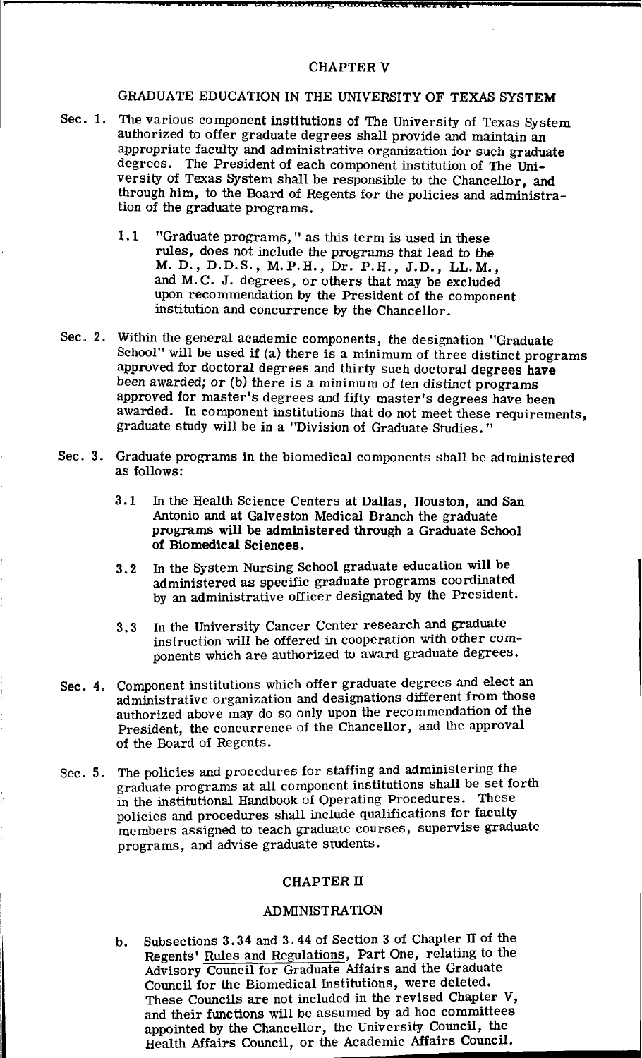## CHAPTER V

### GRADUATE EDUCATION IN THE UNIVERSITY OF TEXAS SYSTEM

Sec. 1. The various component institutions of The University of Texas System authorized to offer graduate degrees shall provide and maintain an appropriate faculty and administrative organization for such graduate degrees. The President of each component institution of The University of Texas System shall be responsible to the Chancellor, and through him, to the Board of Regents for the policies and administration of the graduate programs.

1.1 "Graduate programs," as this term is used in these rules, does not include the programs that lead to the M. D., D.D.S., M.P.H., Dr. P.H., J.D., LL.M., and M.C. J. degrees, or others that may be excluded upon recommendation by the President of the component institution and concurrence by the Chancellor.

Sec. 2. Within the general academic components, the designation "Graduate School" will be used if (a) there is a minimum of three distinct programs approved for doctoral degrees and thirty such doctoral degrees have been awarded; or (b) there is a minimum of ten distinct programs approved for master's degrees and fifty master's degrees have been awarded. In component institutions that do not meet these requirements, graduate study will be in a "Division of Graduate Studies."

Sec. 3. Graduate programs in the biomedical components shall be administered as follows:

3.1 In the Health Science Centers at Dallas, Houston, and San Antonio and at Galveston Medical Branch the graduate programs will be administered through a Graduate School of Biomedical Sciences.

3.2 In the System Nursing School graduate education will be administered as specific graduate programs coordinated by an administrative officer designated by the President.

3.3 In the University Cancer Center research and graduate instruction will be offered in cooperation with other components which are authorized to award graduate degrees.

Sec. 4. Component institutions which offer graduate degrees and elect an administrative organization and designations different from those authorized above may do so only upon the recommendation of the President, the concurrence of the Chancellor, and the approval of the Board of Regents.

Sec. 5. The policies and procedures for staffing and administering the graduate programs at all component institutions shall be set forth in the institutional Handbook of Operating Procedures. These policies and procedures shall include qualifications for faculty members assigned to teach graduate courses, supervise graduate programs, and advise graduate students.

## CHAPTER II

### ADMINISTRATION

b. Subsections 3.34 and 3.44 of Section 3 of Chapter II of the Regents' Rules and Regulations, Part One, relating to the Advisory Council for Graduate Affairs and the Graduate Council for the Biomedical Institutions, were deleted. These Councils are not included in the revised Chapter V, and their functions will be assumed by ad hoc committees appointed by the Chancellor, the University Council, the Health Affairs Council, or the Academic Affairs Council.